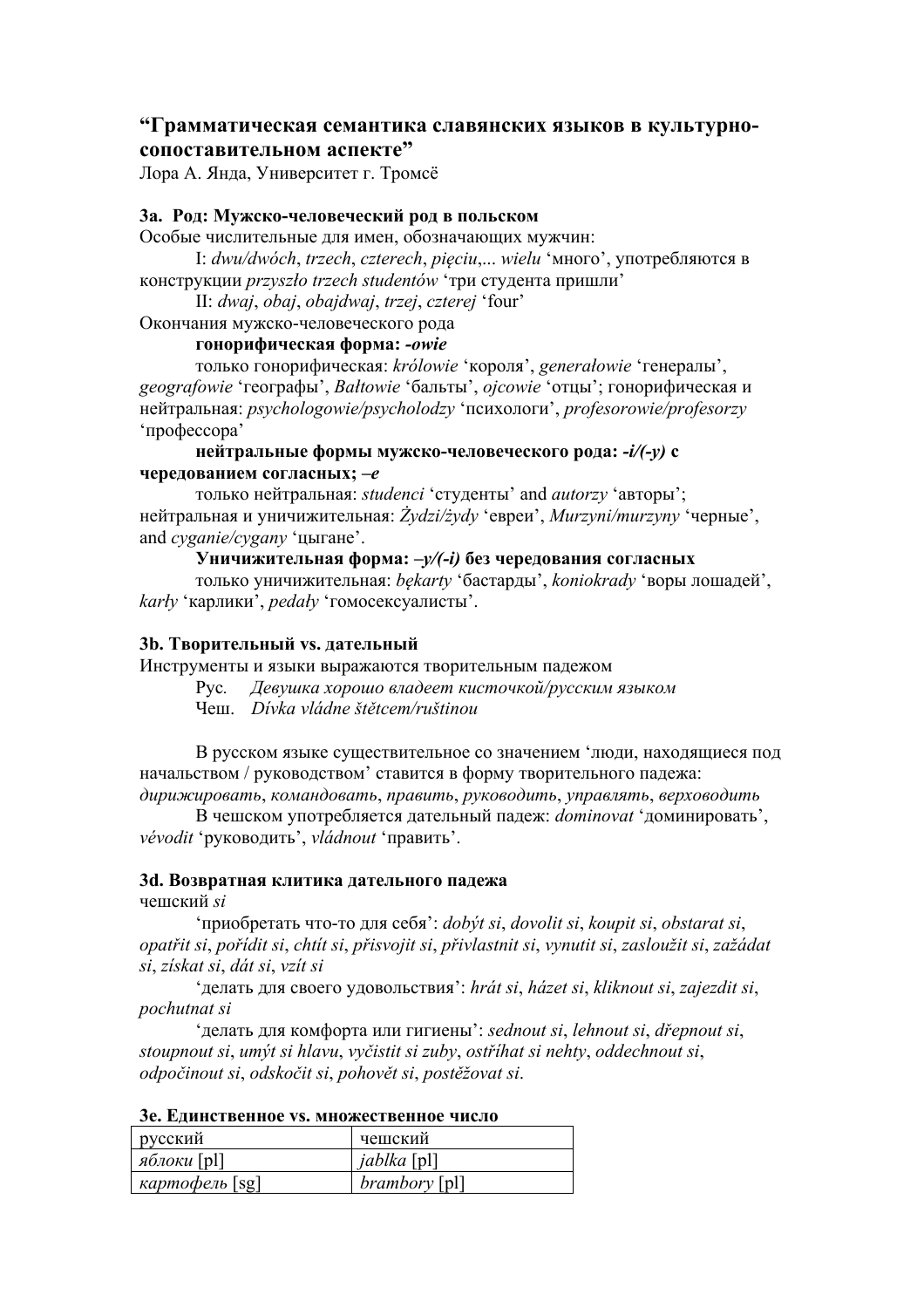# "Грамматическая семантика славянских языков в культурно-сопоставительном аспекте"

Лора А. Янда, Университет г. Тромсё

### 3a. Род: Мужско-человеческий род в польском

Особые числительные для имен, обозначающих мужчин:

I: *dwu/dwóch*, *trzech*, *czterech*, *pięciu*,... *wielu* 'много', употребляются в конструкции *przyszło trzech studentów* 'три студента пришли'

II: *dwaj*, *obaj*, *obajdwaj*, *trzej*, *czterej* 'four'

Окончания мужско-человеческого рода

**гонорифическая форма: *-owie***

только гонорифическая: *królowie* 'короля', *generałowie* 'генералы', *geografowie* 'географы', *Bałtowie* 'бальты', *ojcowie* 'отцы'; гонорифическая и нейтральная: *psychologowie/psycholodzy* 'психологи', *profesorowie/profesorzy* 'профессора'

**нейтральные формы мужско-человеческого рода: *-i/(-y)* с чередованием согласных; *–e***

только нейтральная: *studenci* 'студенты' and *autorzy* 'авторы'; нейтральная и уничижительная: *Żydzi/żydy* 'евреи', *Murzyni/murzyny* 'черные', and *cyganie/cygany* 'цыгане'.

**Уничижительная форма: *–y/(-i)* без чередования согласных**

только уничижительная: *bękarty* 'бастарды', *koniokrady* 'воры лошадей', *karły* 'карлики', *pedały* 'гомосексуалисты'.

### 3b. Творительный vs. дательный

Инструменты и языки выражаются творительным падежом

Рус. *Девушка хорошо владеет кисточкой/русским языком*

Чеш. *Dívka vládne štětcem/ruštinou*

В русском языке существительное со значением 'люди, находящиеся под начальством / руководством' ставится в форму творительного падежа: *дирижировать*, *командовать*, *править*, *руководить*, *управлять*, *верховодить*

В чешском употребляется дательный падеж: *dominovat* 'доминировать', *vévodit* 'руководить', *vládnout* 'править'.

### 3d. Возвратная клитика дательного падежа

чешский *si*

'приобретать что-то для себя': *dobýt si*, *dovolit si*, *koupit si*, *obstarat si*, *opatřit si*, *pořídit si*, *chtít si*, *přisvojit si*, *přivlastnit si*, *vynutit si*, *zasloužit si*, *zažádat si*, *získat si*, *dát si*, *vzít si*

'делать для своего удовольствия': *hrát si*, *házet si*, *kliknout si*, *zajezdit si*, *pochutnat si*

'делать для комфорта или гигиены': *sednout si*, *lehnout si*, *dřepnout si*, *stoupnout si*, *umýt si hlavu*, *vyčistit si zuby*, *ostříhat si nehty*, *oddechnout si*, *odpočinout si*, *odskočit si*, *pohovět si*, *postěžovat si*.

### 3e. Единственное vs. множественное число

| русский | чешский |
|---|---|
| *яблоки* [pl] | *jablka* [pl] |
| *картофель* [sg] | *brambory* [pl] |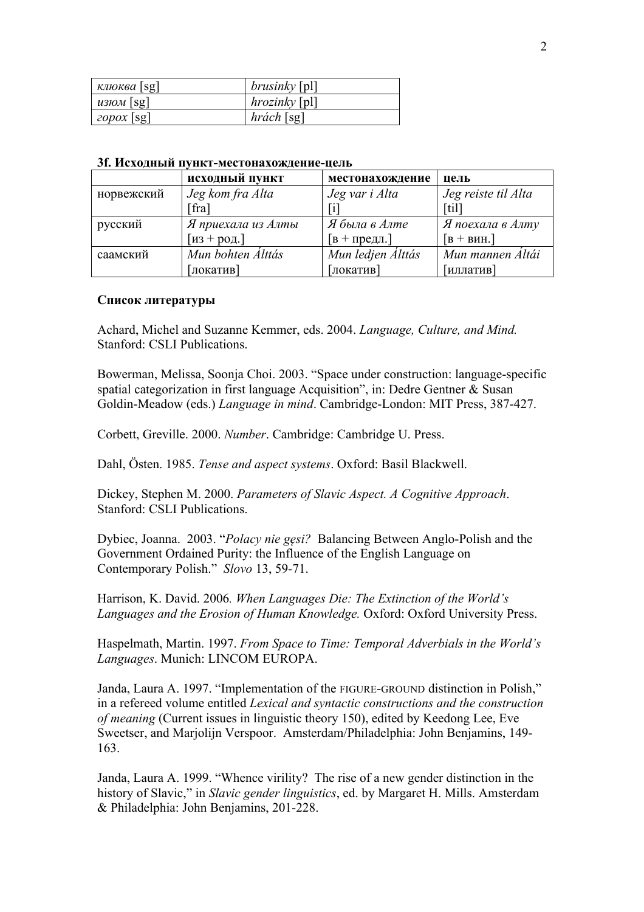| *клюква* [sg] | *brusinky* [pl] |
|---|---|
| *изюм* [sg] | *hrozinky* [pl] |
| *горох* [sg] | *hrách* [sg] |

**3f. Исходный пункт-местонахождение-цель**

| | **исходный пункт** | **местонахождение** | **цель** |
|---|---|---|---|
| норвежский | *Jeg kom fra Alta* [fra] | *Jeg var i Alta* [i] | *Jeg reiste til Alta* [til] |
| русский | *Я приехала из Алты* [из + род.] | *Я была в Алте* [в + предл.] | *Я поехала в Алту* [в + вин.] |
| саамский | *Mun bohten Álttás* [локатив] | *Mun ledjen Álttás* [локатив] | *Mun mannen Áltái* [иллатив] |

**Список литературы**

Achard, Michel and Suzanne Kemmer, eds. 2004. *Language, Culture, and Mind.* Stanford: CSLI Publications.

Bowerman, Melissa, Soonja Choi. 2003. "Space under construction: language-specific spatial categorization in first language Acquisition", in: Dedre Gentner & Susan Goldin-Meadow (eds.) *Language in mind*. Cambridge-London: MIT Press, 387-427.

Corbett, Greville. 2000. *Number*. Cambridge: Cambridge U. Press.

Dahl, Östen. 1985. *Tense and aspect systems*. Oxford: Basil Blackwell.

Dickey, Stephen M. 2000. *Parameters of Slavic Aspect. A Cognitive Approach*. Stanford: CSLI Publications.

Dybiec, Joanna. 2003. "*Polacy nie gęsi?* Balancing Between Anglo-Polish and the Government Ordained Purity: the Influence of the English Language on Contemporary Polish." *Slovo* 13, 59-71.

Harrison, K. David. 2006*. When Languages Die: The Extinction of the World's Languages and the Erosion of Human Knowledge.* Oxford: Oxford University Press.

Haspelmath, Martin. 1997. *From Space to Time: Temporal Adverbials in the World's Languages*. Munich: LINCOM EUROPA.

Janda, Laura A. 1997. "Implementation of the FIGURE-GROUND distinction in Polish," in a refereed volume entitled *Lexical and syntactic constructions and the construction of meaning* (Current issues in linguistic theory 150), edited by Keedong Lee, Eve Sweetser, and Marjolijn Verspoor. Amsterdam/Philadelphia: John Benjamins, 149-163.

Janda, Laura A. 1999. "Whence virility? The rise of a new gender distinction in the history of Slavic," in *Slavic gender linguistics*, ed. by Margaret H. Mills. Amsterdam & Philadelphia: John Benjamins, 201-228.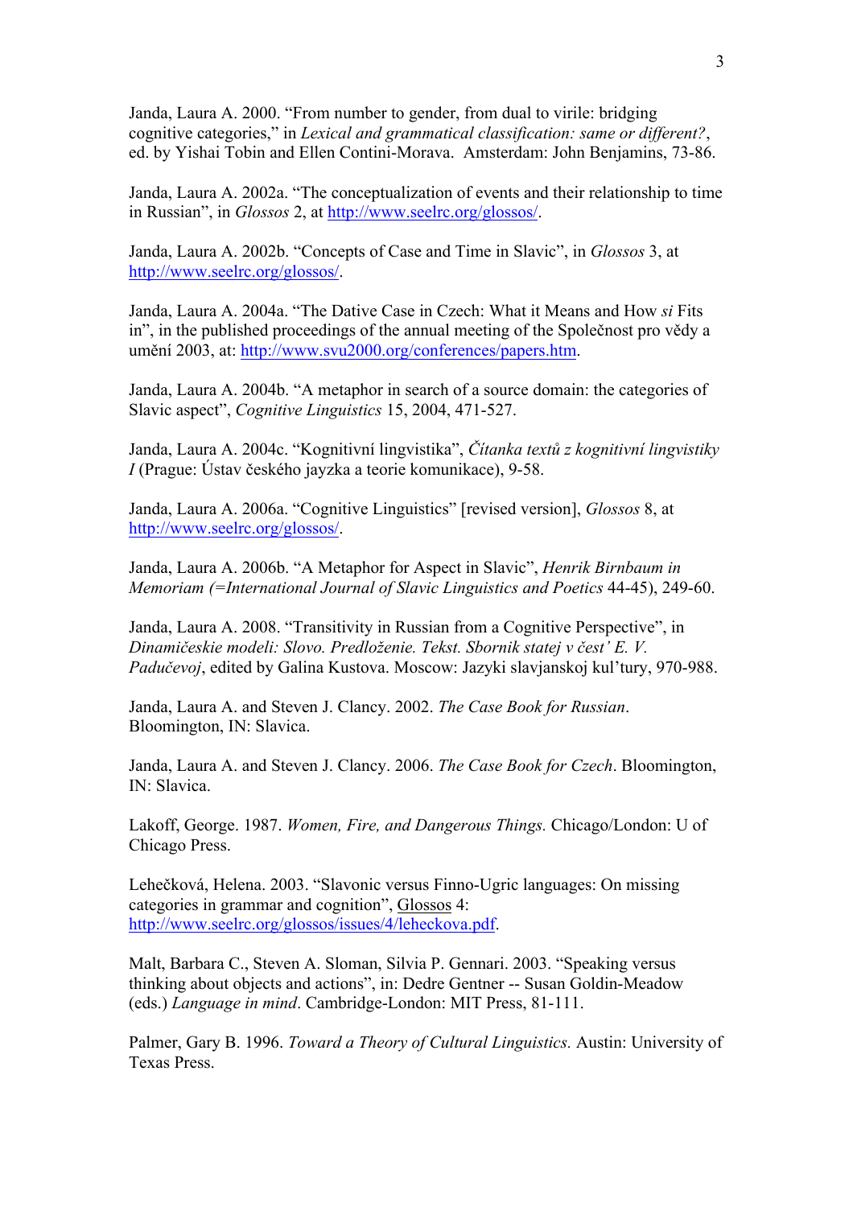Janda, Laura A. 2000. “From number to gender, from dual to virile: bridging cognitive categories,” in *Lexical and grammatical classification: same or different?*, ed. by Yishai Tobin and Ellen Contini-Morava. Amsterdam: John Benjamins, 73-86.

Janda, Laura A. 2002a. “The conceptualization of events and their relationship to time in Russian”, in *Glossos* 2, at http://www.seelrc.org/glossos/.

Janda, Laura A. 2002b. “Concepts of Case and Time in Slavic”, in *Glossos* 3, at http://www.seelrc.org/glossos/.

Janda, Laura A. 2004a. “The Dative Case in Czech: What it Means and How *si* Fits in”, in the published proceedings of the annual meeting of the Společnost pro vědy a umění 2003, at: http://www.svu2000.org/conferences/papers.htm.

Janda, Laura A. 2004b. “A metaphor in search of a source domain: the categories of Slavic aspect”, *Cognitive Linguistics* 15, 2004, 471-527.

Janda, Laura A. 2004c. “Kognitivní lingvistika”, *Čítanka textů z kognitivní lingvistiky I* (Prague: Ústav českého jayzka a teorie komunikace), 9-58.

Janda, Laura A. 2006a. “Cognitive Linguistics” [revised version], *Glossos* 8, at http://www.seelrc.org/glossos/.

Janda, Laura A. 2006b. “A Metaphor for Aspect in Slavic”, *Henrik Birnbaum in Memoriam (=International Journal of Slavic Linguistics and Poetics* 44-45), 249-60.

Janda, Laura A. 2008. “Transitivity in Russian from a Cognitive Perspective”, in *Dinamičeskie modeli: Slovo. Predloženie. Tekst. Sbornik statej v čest' E. V. Padučevoj*, edited by Galina Kustova. Moscow: Jazyki slavjanskoj kul'tury, 970-988.

Janda, Laura A. and Steven J. Clancy. 2002. *The Case Book for Russian*. Bloomington, IN: Slavica.

Janda, Laura A. and Steven J. Clancy. 2006. *The Case Book for Czech*. Bloomington, IN: Slavica.

Lakoff, George. 1987. *Women, Fire, and Dangerous Things.* Chicago/London: U of Chicago Press.

Lehečková, Helena. 2003. “Slavonic versus Finno-Ugric languages: On missing categories in grammar and cognition”, Glossos 4: http://www.seelrc.org/glossos/issues/4/leheckova.pdf.

Malt, Barbara C., Steven A. Sloman, Silvia P. Gennari. 2003. “Speaking versus thinking about objects and actions”, in: Dedre Gentner -- Susan Goldin-Meadow (eds.) *Language in mind*. Cambridge-London: MIT Press, 81-111.

Palmer, Gary B. 1996. *Toward a Theory of Cultural Linguistics.* Austin: University of Texas Press.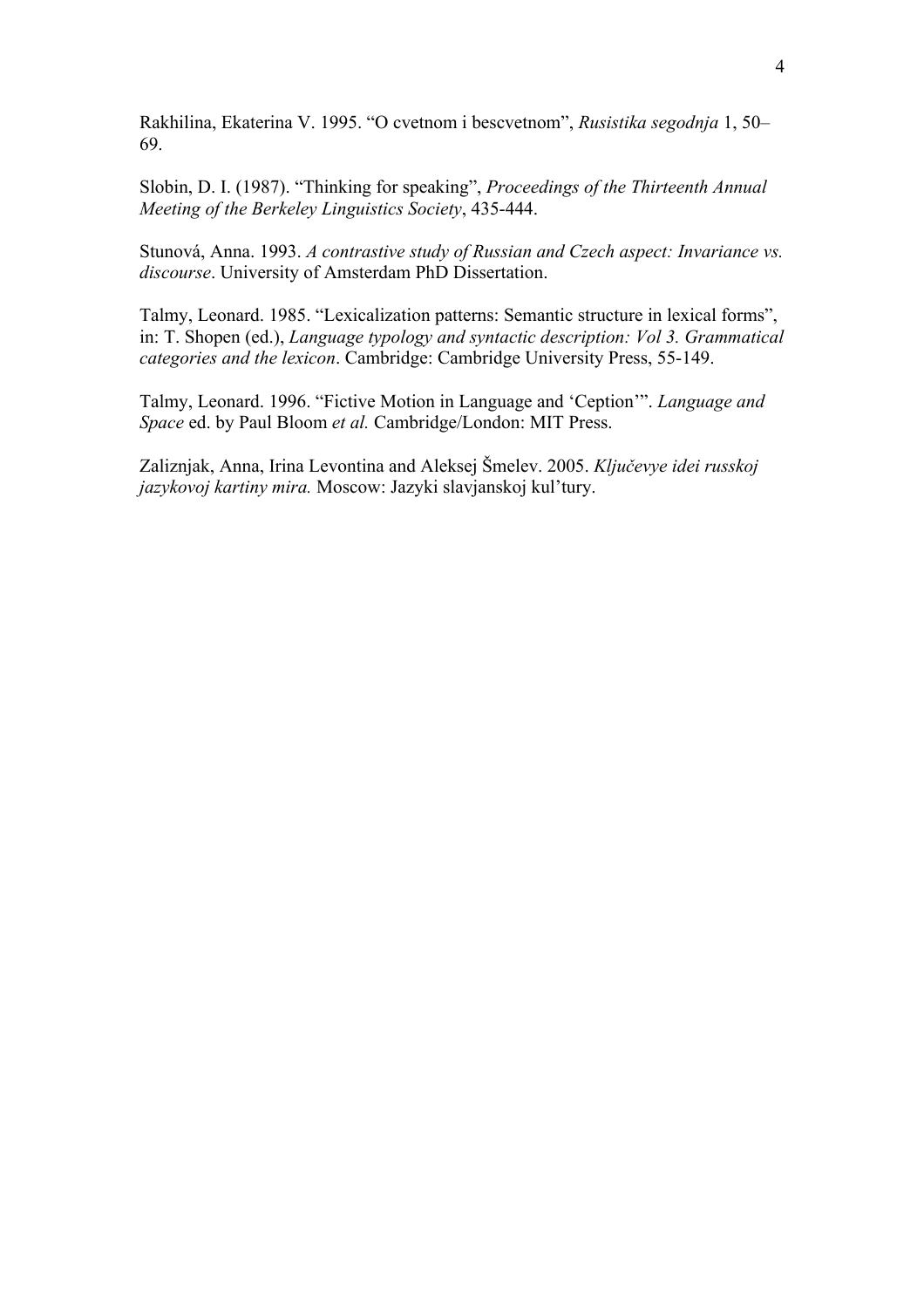Rakhilina, Ekaterina V. 1995. "O cvetnom i bescvetnom", *Rusistika segodnja* 1, 50–69.

Slobin, D. I. (1987). "Thinking for speaking", *Proceedings of the Thirteenth Annual Meeting of the Berkeley Linguistics Society*, 435-444.

Stunová, Anna. 1993. *A contrastive study of Russian and Czech aspect: Invariance vs. discourse*. University of Amsterdam PhD Dissertation.

Talmy, Leonard. 1985. "Lexicalization patterns: Semantic structure in lexical forms", in: T. Shopen (ed.), *Language typology and syntactic description: Vol 3. Grammatical categories and the lexicon*. Cambridge: Cambridge University Press, 55-149.

Talmy, Leonard. 1996. "Fictive Motion in Language and 'Ception'". *Language and Space* ed. by Paul Bloom *et al.* Cambridge/London: MIT Press.

Zaliznjak, Anna, Irina Levontina and Aleksej Šmelev. 2005. *Ključevye idei russkoj jazykovoj kartiny mira.* Moscow: Jazyki slavjanskoj kul'tury.